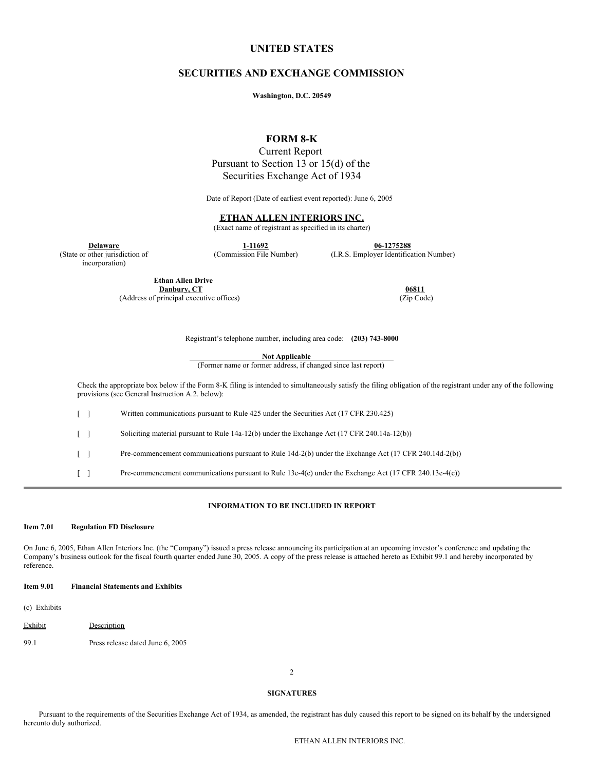# UNITED STATES

## SECURITIES AND EXCHANGE COMMISSION

**Washington, D.C. 20549**

## FORM 8-K

Current Report
Pursuant to Section 13 or 15(d) of the
Securities Exchange Act of 1934

Date of Report (Date of earliest event reported): June 6, 2005

**ETHAN ALLEN INTERIORS INC.**
(Exact name of registrant as specified in its charter)

| **Delaware** | **1-11692** | **06-1275288** |
|---|---|---|
| (State or other jurisdiction of incorporation) | (Commission File Number) | (I.R.S. Employer Identification Number) |

| **Ethan Allen Drive** **Danbury, CT** | **06811** |
|---|---|
| (Address of principal executive offices) | (Zip Code) |

Registrant's telephone number, including area code: **(203) 743-8000**

**Not Applicable**
(Former name or former address, if changed since last report)

Check the appropriate box below if the Form 8-K filing is intended to simultaneously satisfy the filing obligation of the registrant under any of the following provisions (see General Instruction A.2. below):

[ ] Written communications pursuant to Rule 425 under the Securities Act (17 CFR 230.425)

[ ] Soliciting material pursuant to Rule 14a-12(b) under the Exchange Act (17 CFR 240.14a-12(b))

[ ] Pre-commencement communications pursuant to Rule 14d-2(b) under the Exchange Act (17 CFR 240.14d-2(b))

[ ] Pre-commencement communications pursuant to Rule 13e-4(c) under the Exchange Act (17 CFR 240.13e-4(c))

---

**INFORMATION TO BE INCLUDED IN REPORT**

**Item 7.01 Regulation FD Disclosure**

On June 6, 2005, Ethan Allen Interiors Inc. (the "Company") issued a press release announcing its participation at an upcoming investor's conference and updating the Company's business outlook for the fiscal fourth quarter ended June 30, 2005. A copy of the press release is attached hereto as Exhibit 99.1 and hereby incorporated by reference.

**Item 9.01 Financial Statements and Exhibits**

(c) Exhibits

| Exhibit | Description |
|---|---|
| 99.1 | Press release dated June 6, 2005 |

**SIGNATURES**

Pursuant to the requirements of the Securities Exchange Act of 1934, as amended, the registrant has duly caused this report to be signed on its behalf by the undersigned hereunto duly authorized.

ETHAN ALLEN INTERIORS INC.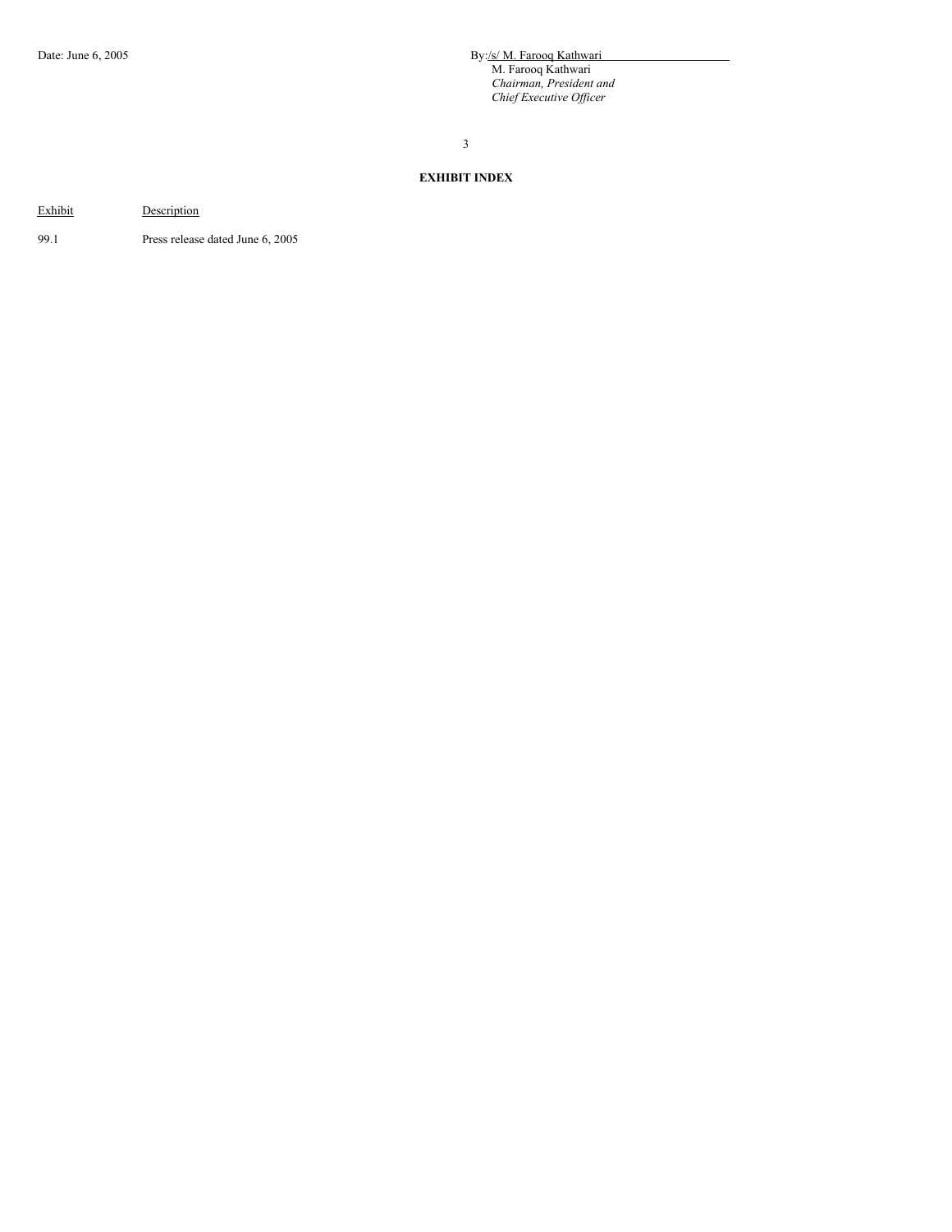Date: June 6, 2005

By: /s/ M. Farooq Kathwari
M. Farooq Kathwari
*Chairman, President and*
*Chief Executive Officer*

**EXHIBIT INDEX**

| Exhibit | Description |
| --- | --- |
| 99.1 | Press release dated June 6, 2005 |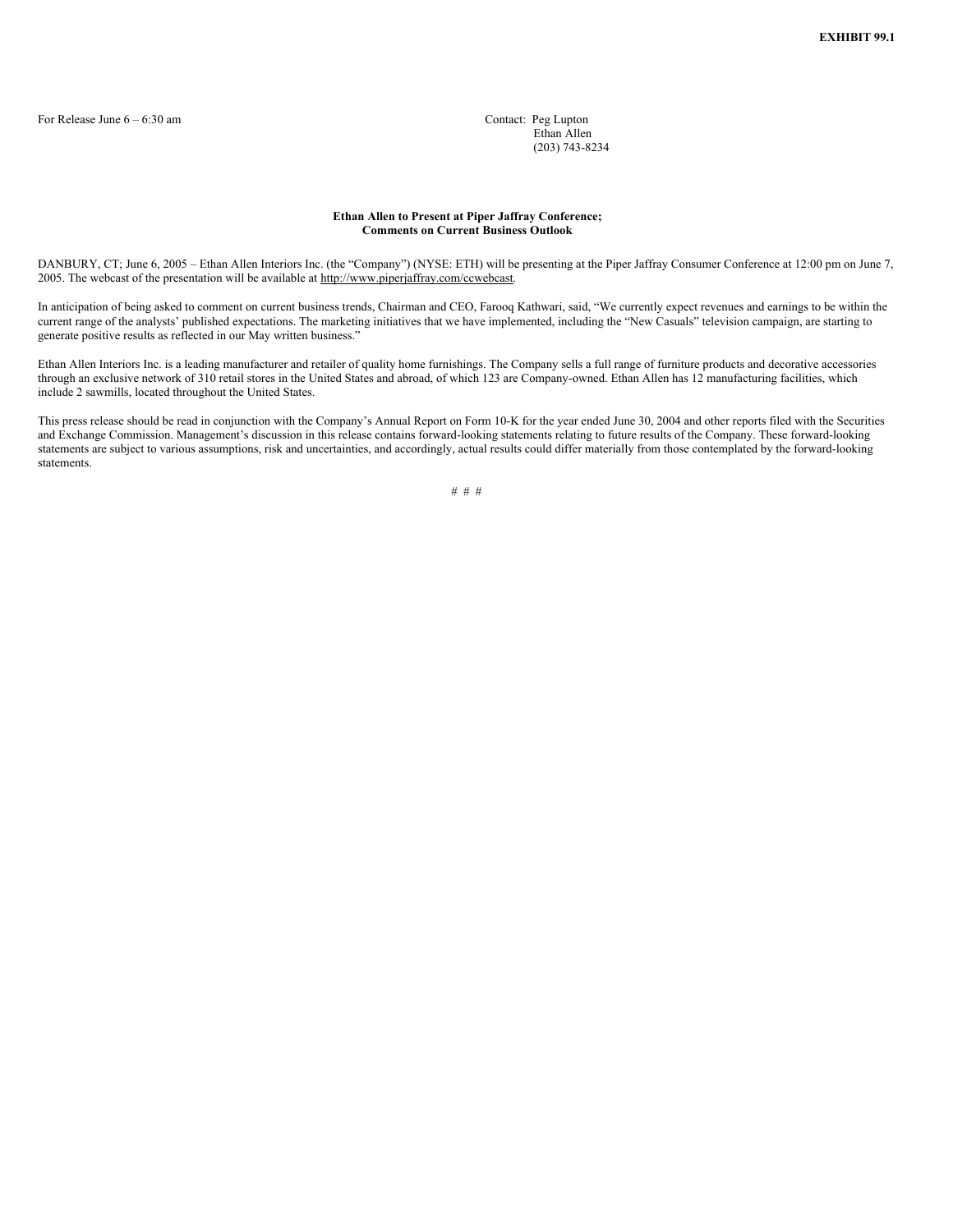**EXHIBIT 99.1**

For Release June 6 – 6:30 am

Contact: Peg Lupton
Ethan Allen
(203) 743-8234

**Ethan Allen to Present at Piper Jaffray Conference;
Comments on Current Business Outlook**

DANBURY, CT; June 6, 2005 – Ethan Allen Interiors Inc. (the "Company") (NYSE: ETH) will be presenting at the Piper Jaffray Consumer Conference at 12:00 pm on June 7, 2005. The webcast of the presentation will be available at http://www.piperjaffray.com/ccwebcast.

In anticipation of being asked to comment on current business trends, Chairman and CEO, Farooq Kathwari, said, "We currently expect revenues and earnings to be within the current range of the analysts' published expectations. The marketing initiatives that we have implemented, including the "New Casuals" television campaign, are starting to generate positive results as reflected in our May written business."

Ethan Allen Interiors Inc. is a leading manufacturer and retailer of quality home furnishings. The Company sells a full range of furniture products and decorative accessories through an exclusive network of 310 retail stores in the United States and abroad, of which 123 are Company-owned. Ethan Allen has 12 manufacturing facilities, which include 2 sawmills, located throughout the United States.

This press release should be read in conjunction with the Company's Annual Report on Form 10-K for the year ended June 30, 2004 and other reports filed with the Securities and Exchange Commission. Management's discussion in this release contains forward-looking statements relating to future results of the Company. These forward-looking statements are subject to various assumptions, risk and uncertainties, and accordingly, actual results could differ materially from those contemplated by the forward-looking statements.

# # #